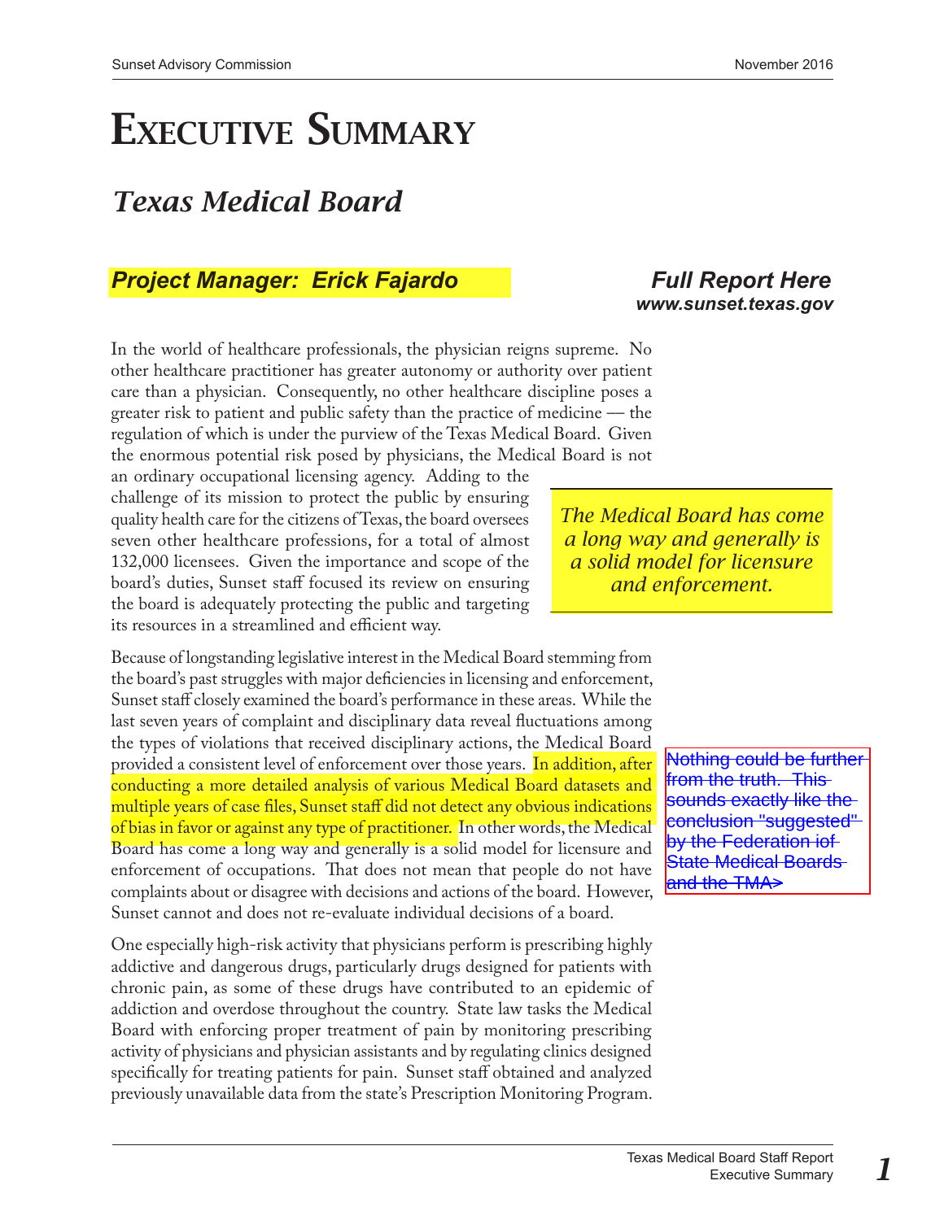# Executive Summary

## *Texas Medical Board*

***Project Manager: Erick Fajardo***

***Full Report Here***
***www.sunset.texas.gov***

In the world of healthcare professionals, the physician reigns supreme. No other healthcare practitioner has greater autonomy or authority over patient care than a physician. Consequently, no other healthcare discipline poses a greater risk to patient and public safety than the practice of medicine — the regulation of which is under the purview of the Texas Medical Board. Given the enormous potential risk posed by physicians, the Medical Board is not an ordinary occupational licensing agency. Adding to the challenge of its mission to protect the public by ensuring quality health care for the citizens of Texas, the board oversees seven other healthcare professions, for a total of almost 132,000 licensees. Given the importance and scope of the board's duties, Sunset staff focused its review on ensuring the board is adequately protecting the public and targeting its resources in a streamlined and efficient way.

> *The Medical Board has come a long way and generally is a solid model for licensure and enforcement.*

Because of longstanding legislative interest in the Medical Board stemming from the board's past struggles with major deficiencies in licensing and enforcement, Sunset staff closely examined the board's performance in these areas. While the last seven years of complaint and disciplinary data reveal fluctuations among the types of violations that received disciplinary actions, the Medical Board provided a consistent level of enforcement over those years. In addition, after conducting a more detailed analysis of various Medical Board datasets and multiple years of case files, Sunset staff did not detect any obvious indications of bias in favor or against any type of practitioner. In other words, the Medical Board has come a long way and generally is a solid model for licensure and enforcement of occupations. That does not mean that people do not have complaints about or disagree with decisions and actions of the board. However, Sunset cannot and does not re-evaluate individual decisions of a board.

~~Nothing could be further from the truth. This sounds exactly like the conclusion "suggested" by the Federation iof State Medical Boards and the TMA>~~

One especially high-risk activity that physicians perform is prescribing highly addictive and dangerous drugs, particularly drugs designed for patients with chronic pain, as some of these drugs have contributed to an epidemic of addiction and overdose throughout the country. State law tasks the Medical Board with enforcing proper treatment of pain by monitoring prescribing activity of physicians and physician assistants and by regulating clinics designed specifically for treating patients for pain. Sunset staff obtained and analyzed previously unavailable data from the state's Prescription Monitoring Program.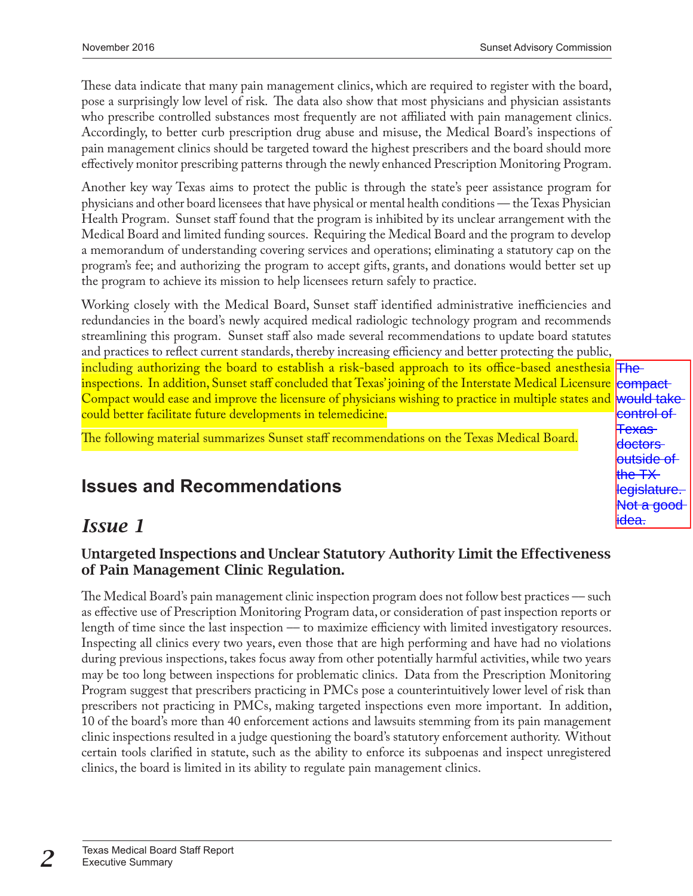These data indicate that many pain management clinics, which are required to register with the board, pose a surprisingly low level of risk. The data also show that most physicians and physician assistants who prescribe controlled substances most frequently are not affiliated with pain management clinics. Accordingly, to better curb prescription drug abuse and misuse, the Medical Board's inspections of pain management clinics should be targeted toward the highest prescribers and the board should more effectively monitor prescribing patterns through the newly enhanced Prescription Monitoring Program.

Another key way Texas aims to protect the public is through the state's peer assistance program for physicians and other board licensees that have physical or mental health conditions — the Texas Physician Health Program. Sunset staff found that the program is inhibited by its unclear arrangement with the Medical Board and limited funding sources. Requiring the Medical Board and the program to develop a memorandum of understanding covering services and operations; eliminating a statutory cap on the program's fee; and authorizing the program to accept gifts, grants, and donations would better set up the program to achieve its mission to help licensees return safely to practice.

Working closely with the Medical Board, Sunset staff identified administrative inefficiencies and redundancies in the board's newly acquired medical radiologic technology program and recommends streamlining this program. Sunset staff also made several recommendations to update board statutes and practices to reflect current standards, thereby increasing efficiency and better protecting the public, including authorizing the board to establish a risk-based approach to its office-based anesthesia inspections. In addition, Sunset staff concluded that Texas' joining of the Interstate Medical Licensure Compact would ease and improve the licensure of physicians wishing to practice in multiple states and could better facilitate future developments in telemedicine.

> The compact would take control of Texas doctors outside of the TX legislature. Not a good idea.

The following material summarizes Sunset staff recommendations on the Texas Medical Board.

## Issues and Recommendations

### *Issue 1*

#### Untargeted Inspections and Unclear Statutory Authority Limit the Effectiveness of Pain Management Clinic Regulation.

The Medical Board's pain management clinic inspection program does not follow best practices — such as effective use of Prescription Monitoring Program data, or consideration of past inspection reports or length of time since the last inspection — to maximize efficiency with limited investigatory resources. Inspecting all clinics every two years, even those that are high performing and have had no violations during previous inspections, takes focus away from other potentially harmful activities, while two years may be too long between inspections for problematic clinics. Data from the Prescription Monitoring Program suggest that prescribers practicing in PMCs pose a counterintuitively lower level of risk than prescribers not practicing in PMCs, making targeted inspections even more important. In addition, 10 of the board's more than 40 enforcement actions and lawsuits stemming from its pain management clinic inspections resulted in a judge questioning the board's statutory enforcement authority. Without certain tools clarified in statute, such as the ability to enforce its subpoenas and inspect unregistered clinics, the board is limited in its ability to regulate pain management clinics.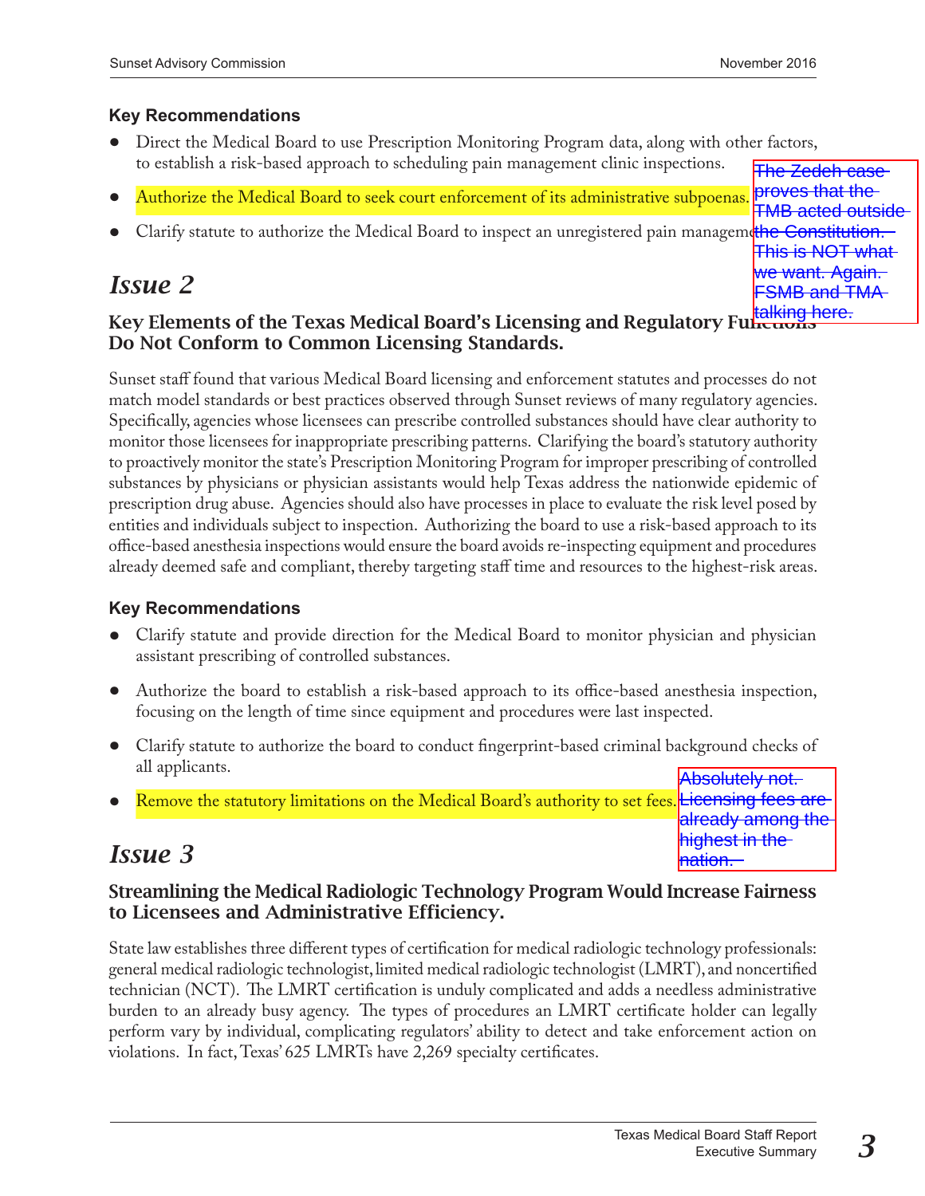### Key Recommendations

- Direct the Medical Board to use Prescription Monitoring Program data, along with other factors, to establish a risk-based approach to scheduling pain management clinic inspections.
- Authorize the Medical Board to seek court enforcement of its administrative subpoenas.

  > The Zedeh case proves that the TMB acted outside the Constitution. This is NOT what we want. Again. FSMB and TMA talking here.

- Clarify statute to authorize the Medical Board to inspect an unregistered pain managem

## *Issue 2*

### Key Elements of the Texas Medical Board's Licensing and Regulatory Functions Do Not Conform to Common Licensing Standards.

Sunset staff found that various Medical Board licensing and enforcement statutes and processes do not match model standards or best practices observed through Sunset reviews of many regulatory agencies. Specifically, agencies whose licensees can prescribe controlled substances should have clear authority to monitor those licensees for inappropriate prescribing patterns. Clarifying the board's statutory authority to proactively monitor the state's Prescription Monitoring Program for improper prescribing of controlled substances by physicians or physician assistants would help Texas address the nationwide epidemic of prescription drug abuse. Agencies should also have processes in place to evaluate the risk level posed by entities and individuals subject to inspection. Authorizing the board to use a risk-based approach to its office-based anesthesia inspections would ensure the board avoids re-inspecting equipment and procedures already deemed safe and compliant, thereby targeting staff time and resources to the highest-risk areas.

### Key Recommendations

- Clarify statute and provide direction for the Medical Board to monitor physician and physician assistant prescribing of controlled substances.
- Authorize the board to establish a risk-based approach to its office-based anesthesia inspection, focusing on the length of time since equipment and procedures were last inspected.
- Clarify statute to authorize the board to conduct fingerprint-based criminal background checks of all applicants.
- Remove the statutory limitations on the Medical Board's authority to set fees.

  > Absolutely not. Licensing fees are already among the highest in the nation.

## *Issue 3*

### Streamlining the Medical Radiologic Technology Program Would Increase Fairness to Licensees and Administrative Efficiency.

State law establishes three different types of certification for medical radiologic technology professionals: general medical radiologic technologist, limited medical radiologic technologist (LMRT), and noncertified technician (NCT). The LMRT certification is unduly complicated and adds a needless administrative burden to an already busy agency. The types of procedures an LMRT certificate holder can legally perform vary by individual, complicating regulators' ability to detect and take enforcement action on violations. In fact, Texas' 625 LMRTs have 2,269 specialty certificates.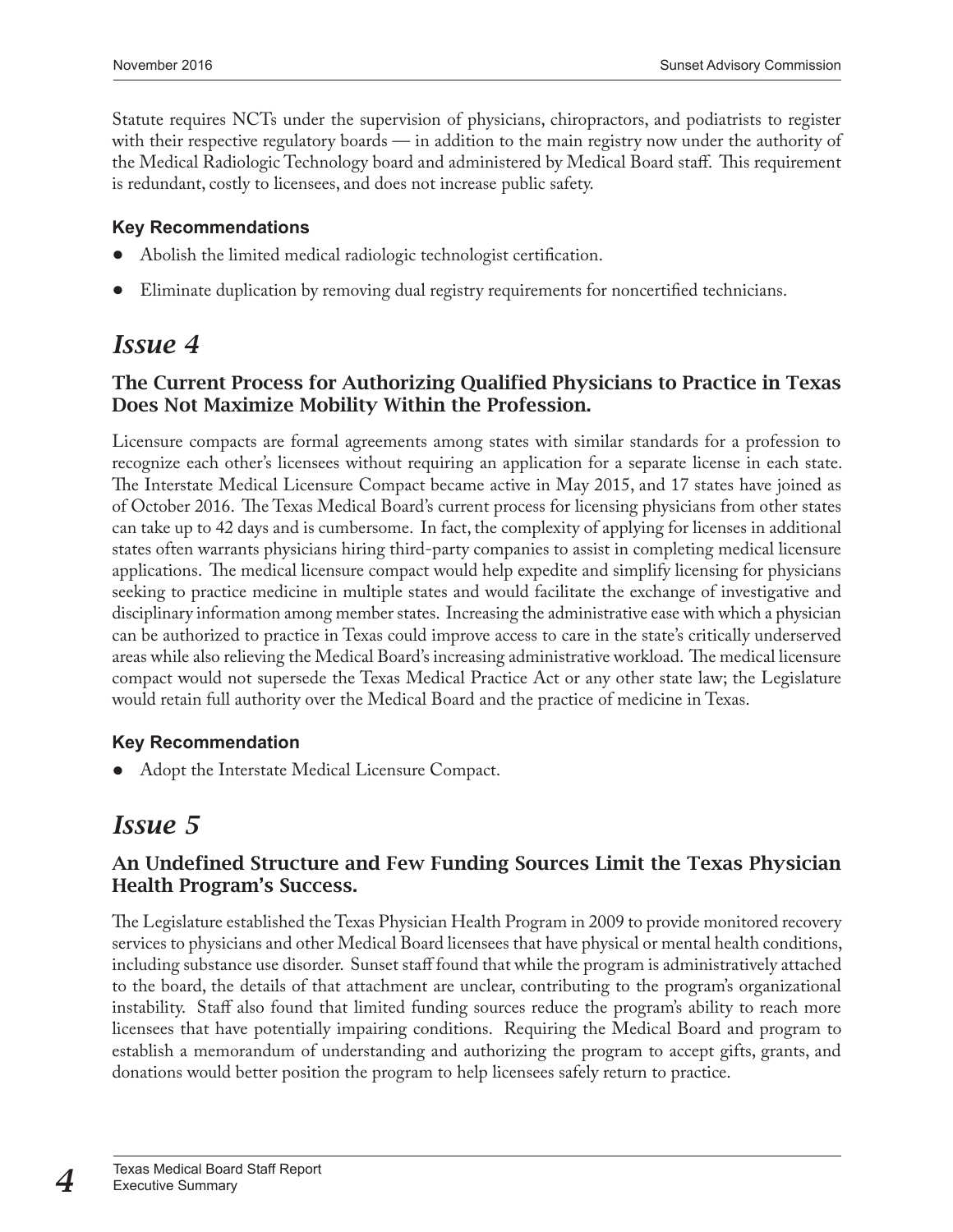Statute requires NCTs under the supervision of physicians, chiropractors, and podiatrists to register with their respective regulatory boards — in addition to the main registry now under the authority of the Medical Radiologic Technology board and administered by Medical Board staff. This requirement is redundant, costly to licensees, and does not increase public safety.

### Key Recommendations

- Abolish the limited medical radiologic technologist certification.
- Eliminate duplication by removing dual registry requirements for noncertified technicians.

## *Issue 4*

### The Current Process for Authorizing Qualified Physicians to Practice in Texas Does Not Maximize Mobility Within the Profession.

Licensure compacts are formal agreements among states with similar standards for a profession to recognize each other's licensees without requiring an application for a separate license in each state. The Interstate Medical Licensure Compact became active in May 2015, and 17 states have joined as of October 2016. The Texas Medical Board's current process for licensing physicians from other states can take up to 42 days and is cumbersome. In fact, the complexity of applying for licenses in additional states often warrants physicians hiring third-party companies to assist in completing medical licensure applications. The medical licensure compact would help expedite and simplify licensing for physicians seeking to practice medicine in multiple states and would facilitate the exchange of investigative and disciplinary information among member states. Increasing the administrative ease with which a physician can be authorized to practice in Texas could improve access to care in the state's critically underserved areas while also relieving the Medical Board's increasing administrative workload. The medical licensure compact would not supersede the Texas Medical Practice Act or any other state law; the Legislature would retain full authority over the Medical Board and the practice of medicine in Texas.

### Key Recommendation

- Adopt the Interstate Medical Licensure Compact.

## *Issue 5*

### An Undefined Structure and Few Funding Sources Limit the Texas Physician Health Program's Success.

The Legislature established the Texas Physician Health Program in 2009 to provide monitored recovery services to physicians and other Medical Board licensees that have physical or mental health conditions, including substance use disorder. Sunset staff found that while the program is administratively attached to the board, the details of that attachment are unclear, contributing to the program's organizational instability. Staff also found that limited funding sources reduce the program's ability to reach more licensees that have potentially impairing conditions. Requiring the Medical Board and program to establish a memorandum of understanding and authorizing the program to accept gifts, grants, and donations would better position the program to help licensees safely return to practice.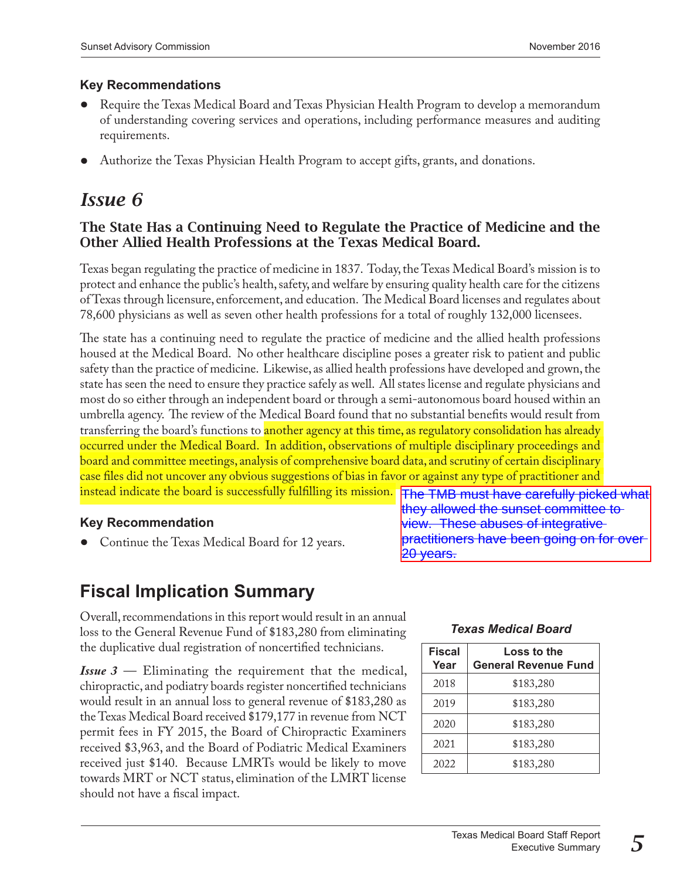### Key Recommendations

- Require the Texas Medical Board and Texas Physician Health Program to develop a memorandum of understanding covering services and operations, including performance measures and auditing requirements.
- Authorize the Texas Physician Health Program to accept gifts, grants, and donations.

## *Issue 6*

### The State Has a Continuing Need to Regulate the Practice of Medicine and the Other Allied Health Professions at the Texas Medical Board.

Texas began regulating the practice of medicine in 1837. Today, the Texas Medical Board's mission is to protect and enhance the public's health, safety, and welfare by ensuring quality health care for the citizens of Texas through licensure, enforcement, and education. The Medical Board licenses and regulates about 78,600 physicians as well as seven other health professions for a total of roughly 132,000 licensees.

The state has a continuing need to regulate the practice of medicine and the allied health professions housed at the Medical Board. No other healthcare discipline poses a greater risk to patient and public safety than the practice of medicine. Likewise, as allied health professions have developed and grown, the state has seen the need to ensure they practice safely as well. All states license and regulate physicians and most do so either through an independent board or through a semi-autonomous board housed within an umbrella agency. The review of the Medical Board found that no substantial benefits would result from transferring the board's functions to another agency at this time, as regulatory consolidation has already occurred under the Medical Board. In addition, observations of multiple disciplinary proceedings and board and committee meetings, analysis of comprehensive board data, and scrutiny of certain disciplinary case files did not uncover any obvious suggestions of bias in favor or against any type of practitioner and instead indicate the board is successfully fulfilling its mission.

~~The TMB must have carefully picked what they allowed the sunset committee to view. These abuses of integrative practitioners have been going on for over 20 years.~~

### Key Recommendation

- Continue the Texas Medical Board for 12 years.

## Fiscal Implication Summary

Overall, recommendations in this report would result in an annual loss to the General Revenue Fund of $183,280 from eliminating the duplicative dual registration of noncertified technicians.

***Issue 3*** — Eliminating the requirement that the medical, chiropractic, and podiatry boards register noncertified technicians would result in an annual loss to general revenue of $183,280 as the Texas Medical Board received $179,177 in revenue from NCT permit fees in FY 2015, the Board of Chiropractic Examiners received $3,963, and the Board of Podiatric Medical Examiners received just $140. Because LMRTs would be likely to move towards MRT or NCT status, elimination of the LMRT license should not have a fiscal impact.

***Texas Medical Board***

| Fiscal Year | Loss to the General Revenue Fund |
|---|---|
| 2018 | $183,280 |
| 2019 | $183,280 |
| 2020 | $183,280 |
| 2021 | $183,280 |
| 2022 | $183,280 |